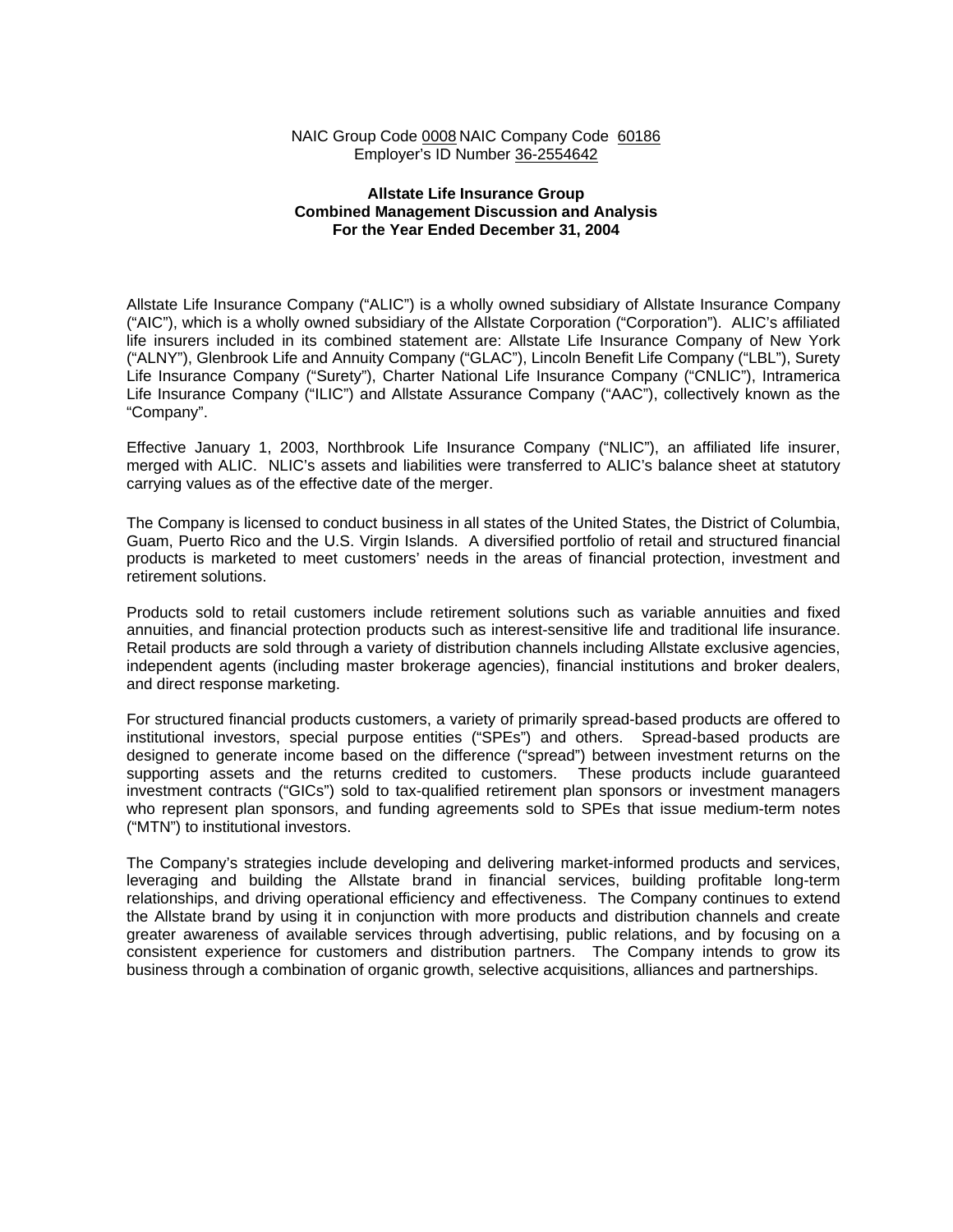NAIC Group Code 0008 NAIC Company Code 60186
Employer's ID Number 36-2554642

**Allstate Life Insurance Group**
**Combined Management Discussion and Analysis**
**For the Year Ended December 31, 2004**

Allstate Life Insurance Company ("ALIC") is a wholly owned subsidiary of Allstate Insurance Company ("AIC"), which is a wholly owned subsidiary of the Allstate Corporation ("Corporation"). ALIC's affiliated life insurers included in its combined statement are: Allstate Life Insurance Company of New York ("ALNY"), Glenbrook Life and Annuity Company ("GLAC"), Lincoln Benefit Life Company ("LBL"), Surety Life Insurance Company ("Surety"), Charter National Life Insurance Company ("CNLIC"), Intramerica Life Insurance Company ("ILIC") and Allstate Assurance Company ("AAC"), collectively known as the "Company".

Effective January 1, 2003, Northbrook Life Insurance Company ("NLIC"), an affiliated life insurer, merged with ALIC. NLIC's assets and liabilities were transferred to ALIC's balance sheet at statutory carrying values as of the effective date of the merger.

The Company is licensed to conduct business in all states of the United States, the District of Columbia, Guam, Puerto Rico and the U.S. Virgin Islands. A diversified portfolio of retail and structured financial products is marketed to meet customers' needs in the areas of financial protection, investment and retirement solutions.

Products sold to retail customers include retirement solutions such as variable annuities and fixed annuities, and financial protection products such as interest-sensitive life and traditional life insurance. Retail products are sold through a variety of distribution channels including Allstate exclusive agencies, independent agents (including master brokerage agencies), financial institutions and broker dealers, and direct response marketing.

For structured financial products customers, a variety of primarily spread-based products are offered to institutional investors, special purpose entities ("SPEs") and others. Spread-based products are designed to generate income based on the difference ("spread") between investment returns on the supporting assets and the returns credited to customers. These products include guaranteed investment contracts ("GICs") sold to tax-qualified retirement plan sponsors or investment managers who represent plan sponsors, and funding agreements sold to SPEs that issue medium-term notes ("MTN") to institutional investors.

The Company's strategies include developing and delivering market-informed products and services, leveraging and building the Allstate brand in financial services, building profitable long-term relationships, and driving operational efficiency and effectiveness. The Company continues to extend the Allstate brand by using it in conjunction with more products and distribution channels and create greater awareness of available services through advertising, public relations, and by focusing on a consistent experience for customers and distribution partners. The Company intends to grow its business through a combination of organic growth, selective acquisitions, alliances and partnerships.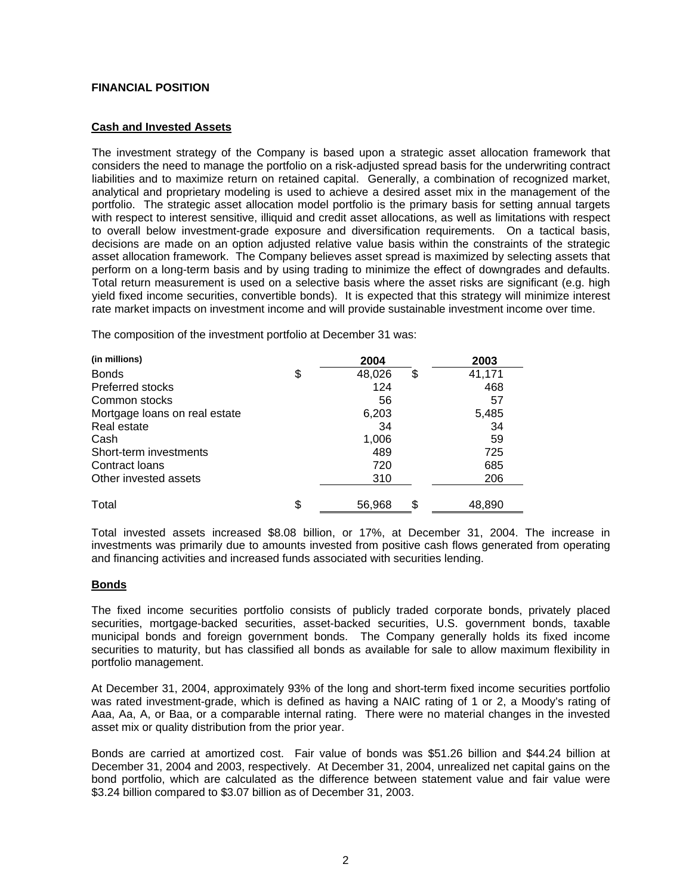## FINANCIAL POSITION

### Cash and Invested Assets

The investment strategy of the Company is based upon a strategic asset allocation framework that considers the need to manage the portfolio on a risk-adjusted spread basis for the underwriting contract liabilities and to maximize return on retained capital. Generally, a combination of recognized market, analytical and proprietary modeling is used to achieve a desired asset mix in the management of the portfolio. The strategic asset allocation model portfolio is the primary basis for setting annual targets with respect to interest sensitive, illiquid and credit asset allocations, as well as limitations with respect to overall below investment-grade exposure and diversification requirements. On a tactical basis, decisions are made on an option adjusted relative value basis within the constraints of the strategic asset allocation framework. The Company believes asset spread is maximized by selecting assets that perform on a long-term basis and by using trading to minimize the effect of downgrades and defaults. Total return measurement is used on a selective basis where the asset risks are significant (e.g. high yield fixed income securities, convertible bonds). It is expected that this strategy will minimize interest rate market impacts on investment income and will provide sustainable investment income over time.

The composition of the investment portfolio at December 31 was:

| (in millions) | 2004 | 2003 |
|---|---|---|
| Bonds | $ 48,026 | $ 41,171 |
| Preferred stocks | 124 | 468 |
| Common stocks | 56 | 57 |
| Mortgage loans on real estate | 6,203 | 5,485 |
| Real estate | 34 | 34 |
| Cash | 1,006 | 59 |
| Short-term investments | 489 | 725 |
| Contract loans | 720 | 685 |
| Other invested assets | 310 | 206 |
| Total | $ 56,968 | $ 48,890 |

Total invested assets increased $8.08 billion, or 17%, at December 31, 2004. The increase in investments was primarily due to amounts invested from positive cash flows generated from operating and financing activities and increased funds associated with securities lending.

### Bonds

The fixed income securities portfolio consists of publicly traded corporate bonds, privately placed securities, mortgage-backed securities, asset-backed securities, U.S. government bonds, taxable municipal bonds and foreign government bonds. The Company generally holds its fixed income securities to maturity, but has classified all bonds as available for sale to allow maximum flexibility in portfolio management.

At December 31, 2004, approximately 93% of the long and short-term fixed income securities portfolio was rated investment-grade, which is defined as having a NAIC rating of 1 or 2, a Moody's rating of Aaa, Aa, A, or Baa, or a comparable internal rating. There were no material changes in the invested asset mix or quality distribution from the prior year.

Bonds are carried at amortized cost. Fair value of bonds was $51.26 billion and $44.24 billion at December 31, 2004 and 2003, respectively. At December 31, 2004, unrealized net capital gains on the bond portfolio, which are calculated as the difference between statement value and fair value were $3.24 billion compared to $3.07 billion as of December 31, 2003.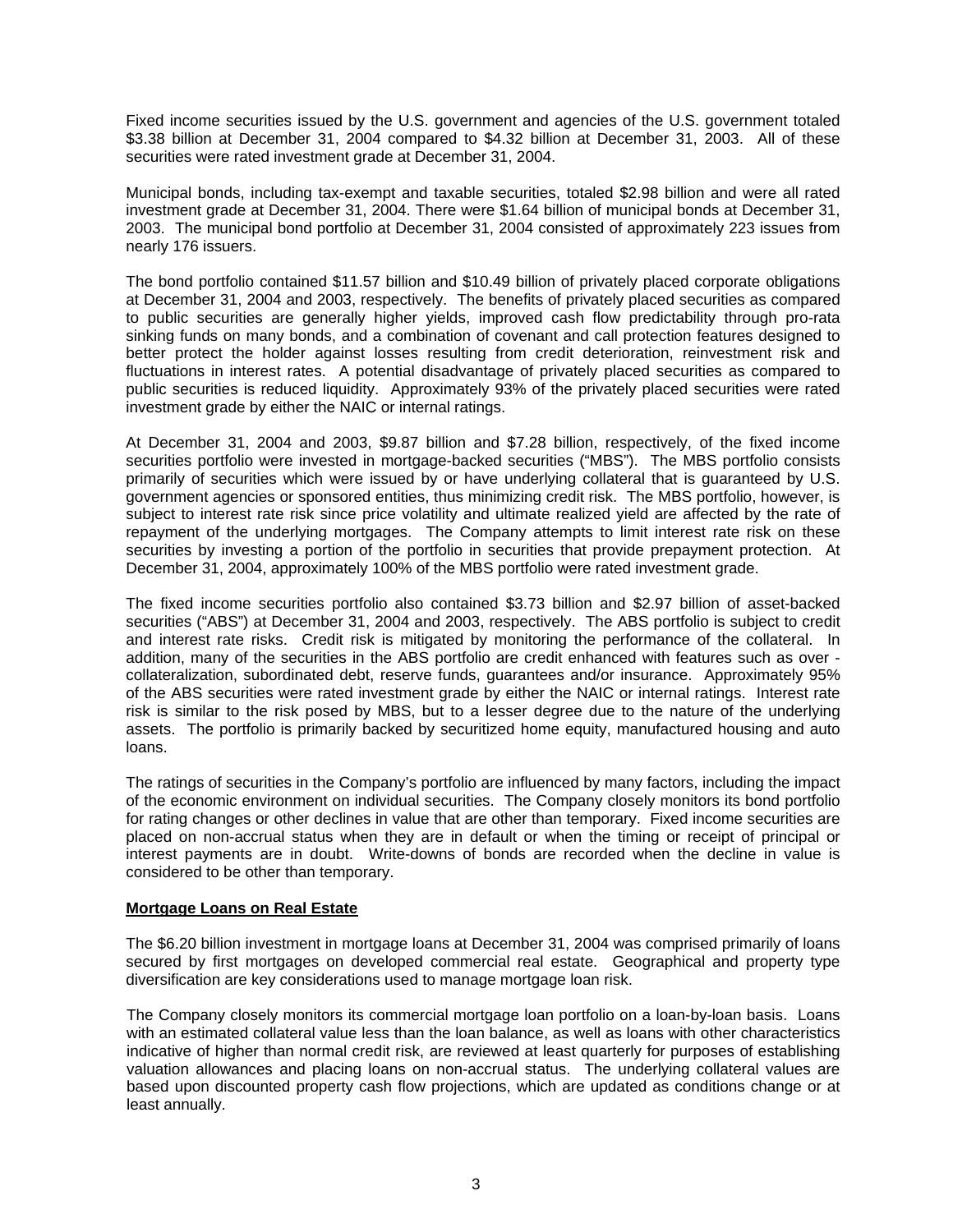Fixed income securities issued by the U.S. government and agencies of the U.S. government totaled $3.38 billion at December 31, 2004 compared to $4.32 billion at December 31, 2003. All of these securities were rated investment grade at December 31, 2004.

Municipal bonds, including tax-exempt and taxable securities, totaled $2.98 billion and were all rated investment grade at December 31, 2004. There were $1.64 billion of municipal bonds at December 31, 2003. The municipal bond portfolio at December 31, 2004 consisted of approximately 223 issues from nearly 176 issuers.

The bond portfolio contained $11.57 billion and $10.49 billion of privately placed corporate obligations at December 31, 2004 and 2003, respectively. The benefits of privately placed securities as compared to public securities are generally higher yields, improved cash flow predictability through pro-rata sinking funds on many bonds, and a combination of covenant and call protection features designed to better protect the holder against losses resulting from credit deterioration, reinvestment risk and fluctuations in interest rates. A potential disadvantage of privately placed securities as compared to public securities is reduced liquidity. Approximately 93% of the privately placed securities were rated investment grade by either the NAIC or internal ratings.

At December 31, 2004 and 2003, $9.87 billion and $7.28 billion, respectively, of the fixed income securities portfolio were invested in mortgage-backed securities ("MBS"). The MBS portfolio consists primarily of securities which were issued by or have underlying collateral that is guaranteed by U.S. government agencies or sponsored entities, thus minimizing credit risk. The MBS portfolio, however, is subject to interest rate risk since price volatility and ultimate realized yield are affected by the rate of repayment of the underlying mortgages. The Company attempts to limit interest rate risk on these securities by investing a portion of the portfolio in securities that provide prepayment protection. At December 31, 2004, approximately 100% of the MBS portfolio were rated investment grade.

The fixed income securities portfolio also contained $3.73 billion and $2.97 billion of asset-backed securities ("ABS") at December 31, 2004 and 2003, respectively. The ABS portfolio is subject to credit and interest rate risks. Credit risk is mitigated by monitoring the performance of the collateral. In addition, many of the securities in the ABS portfolio are credit enhanced with features such as over - collateralization, subordinated debt, reserve funds, guarantees and/or insurance. Approximately 95% of the ABS securities were rated investment grade by either the NAIC or internal ratings. Interest rate risk is similar to the risk posed by MBS, but to a lesser degree due to the nature of the underlying assets. The portfolio is primarily backed by securitized home equity, manufactured housing and auto loans.

The ratings of securities in the Company's portfolio are influenced by many factors, including the impact of the economic environment on individual securities. The Company closely monitors its bond portfolio for rating changes or other declines in value that are other than temporary. Fixed income securities are placed on non-accrual status when they are in default or when the timing or receipt of principal or interest payments are in doubt. Write-downs of bonds are recorded when the decline in value is considered to be other than temporary.

**Mortgage Loans on Real Estate**

The $6.20 billion investment in mortgage loans at December 31, 2004 was comprised primarily of loans secured by first mortgages on developed commercial real estate. Geographical and property type diversification are key considerations used to manage mortgage loan risk.

The Company closely monitors its commercial mortgage loan portfolio on a loan-by-loan basis. Loans with an estimated collateral value less than the loan balance, as well as loans with other characteristics indicative of higher than normal credit risk, are reviewed at least quarterly for purposes of establishing valuation allowances and placing loans on non-accrual status. The underlying collateral values are based upon discounted property cash flow projections, which are updated as conditions change or at least annually.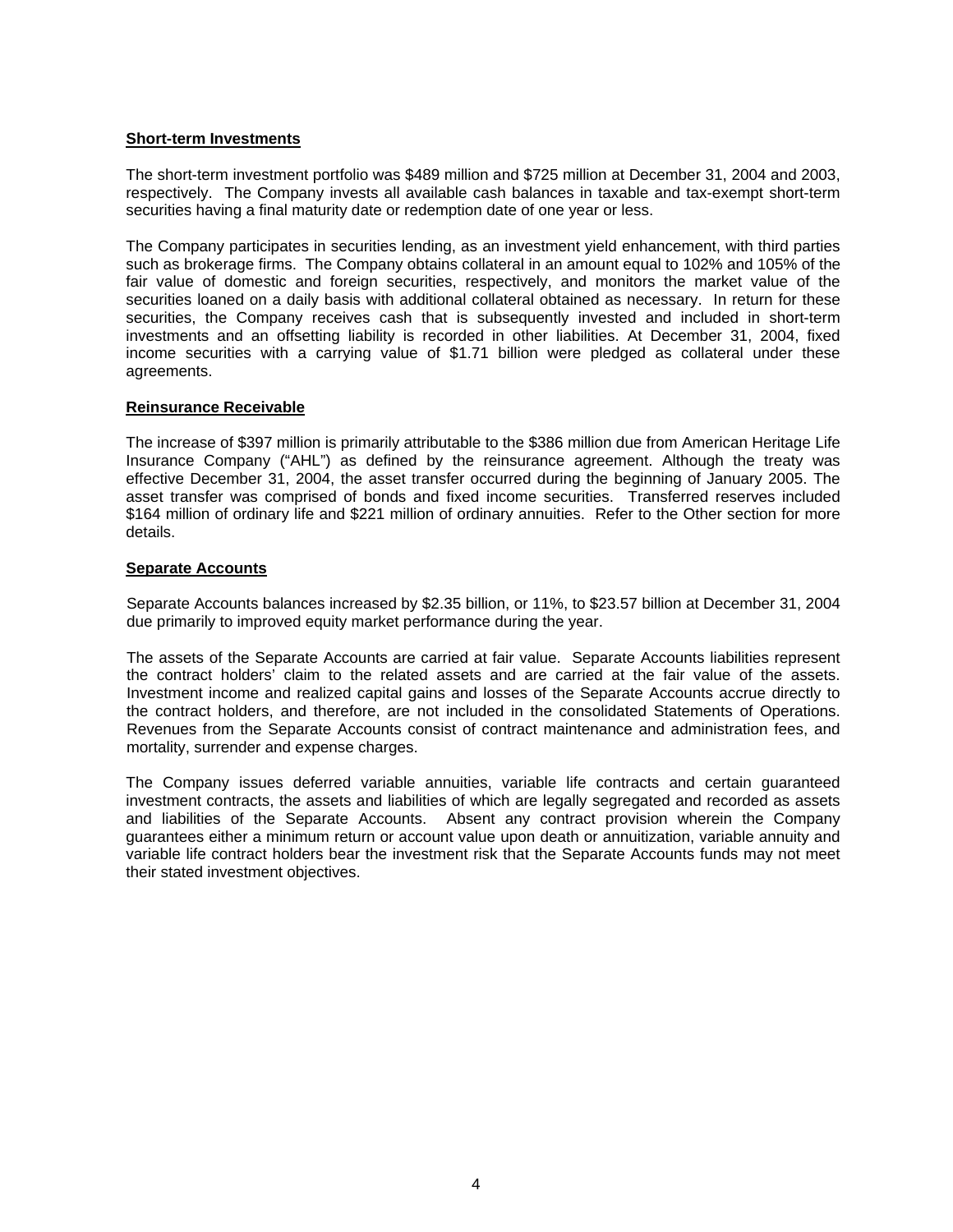## Short-term Investments

The short-term investment portfolio was $489 million and $725 million at December 31, 2004 and 2003, respectively. The Company invests all available cash balances in taxable and tax-exempt short-term securities having a final maturity date or redemption date of one year or less.

The Company participates in securities lending, as an investment yield enhancement, with third parties such as brokerage firms. The Company obtains collateral in an amount equal to 102% and 105% of the fair value of domestic and foreign securities, respectively, and monitors the market value of the securities loaned on a daily basis with additional collateral obtained as necessary. In return for these securities, the Company receives cash that is subsequently invested and included in short-term investments and an offsetting liability is recorded in other liabilities. At December 31, 2004, fixed income securities with a carrying value of $1.71 billion were pledged as collateral under these agreements.

## Reinsurance Receivable

The increase of $397 million is primarily attributable to the $386 million due from American Heritage Life Insurance Company ("AHL") as defined by the reinsurance agreement. Although the treaty was effective December 31, 2004, the asset transfer occurred during the beginning of January 2005. The asset transfer was comprised of bonds and fixed income securities. Transferred reserves included $164 million of ordinary life and $221 million of ordinary annuities. Refer to the Other section for more details.

## Separate Accounts

Separate Accounts balances increased by $2.35 billion, or 11%, to $23.57 billion at December 31, 2004 due primarily to improved equity market performance during the year.

The assets of the Separate Accounts are carried at fair value. Separate Accounts liabilities represent the contract holders' claim to the related assets and are carried at the fair value of the assets. Investment income and realized capital gains and losses of the Separate Accounts accrue directly to the contract holders, and therefore, are not included in the consolidated Statements of Operations. Revenues from the Separate Accounts consist of contract maintenance and administration fees, and mortality, surrender and expense charges.

The Company issues deferred variable annuities, variable life contracts and certain guaranteed investment contracts, the assets and liabilities of which are legally segregated and recorded as assets and liabilities of the Separate Accounts. Absent any contract provision wherein the Company guarantees either a minimum return or account value upon death or annuitization, variable annuity and variable life contract holders bear the investment risk that the Separate Accounts funds may not meet their stated investment objectives.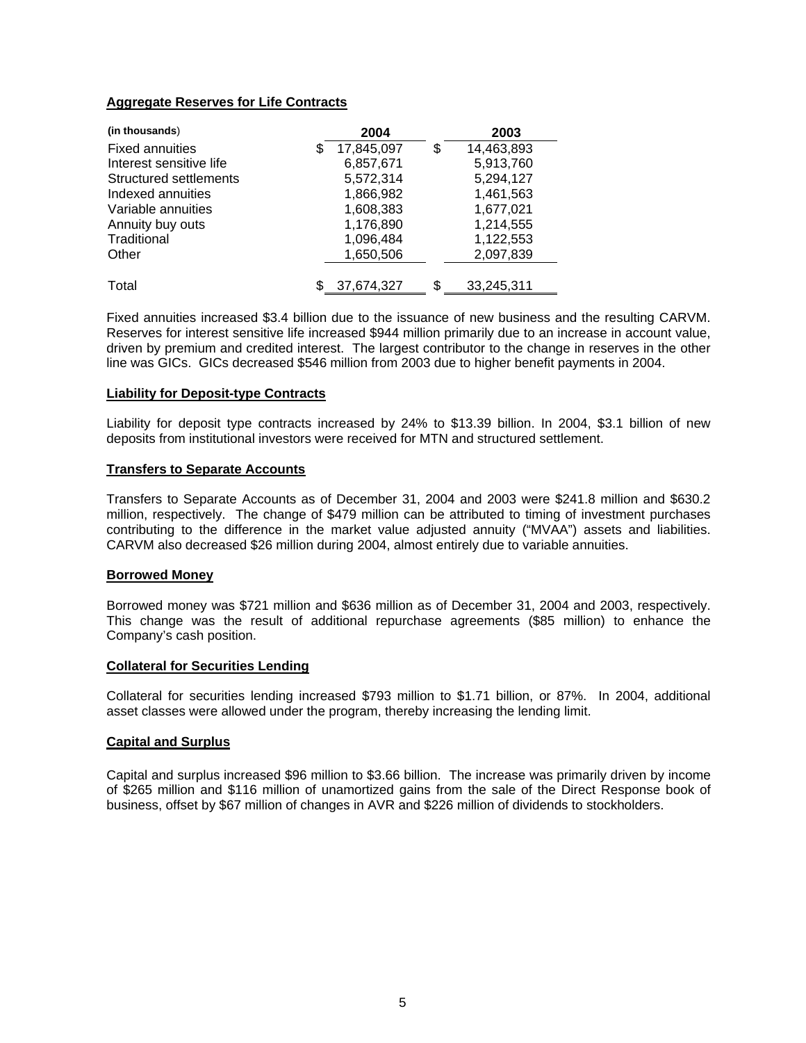### Aggregate Reserves for Life Contracts

| (in thousands) | 2004 | 2003 |
|---|---|---|
| Fixed annuities | $ 17,845,097 | $ 14,463,893 |
| Interest sensitive life | 6,857,671 | 5,913,760 |
| Structured settlements | 5,572,314 | 5,294,127 |
| Indexed annuities | 1,866,982 | 1,461,563 |
| Variable annuities | 1,608,383 | 1,677,021 |
| Annuity buy outs | 1,176,890 | 1,214,555 |
| Traditional | 1,096,484 | 1,122,553 |
| Other | 1,650,506 | 2,097,839 |
| Total | $ 37,674,327 | $ 33,245,311 |

Fixed annuities increased $3.4 billion due to the issuance of new business and the resulting CARVM. Reserves for interest sensitive life increased $944 million primarily due to an increase in account value, driven by premium and credited interest. The largest contributor to the change in reserves in the other line was GICs. GICs decreased $546 million from 2003 due to higher benefit payments in 2004.

### Liability for Deposit-type Contracts

Liability for deposit type contracts increased by 24% to $13.39 billion. In 2004, $3.1 billion of new deposits from institutional investors were received for MTN and structured settlement.

### Transfers to Separate Accounts

Transfers to Separate Accounts as of December 31, 2004 and 2003 were $241.8 million and $630.2 million, respectively. The change of $479 million can be attributed to timing of investment purchases contributing to the difference in the market value adjusted annuity ("MVAA") assets and liabilities. CARVM also decreased $26 million during 2004, almost entirely due to variable annuities.

### Borrowed Money

Borrowed money was $721 million and $636 million as of December 31, 2004 and 2003, respectively. This change was the result of additional repurchase agreements ($85 million) to enhance the Company's cash position.

### Collateral for Securities Lending

Collateral for securities lending increased $793 million to $1.71 billion, or 87%. In 2004, additional asset classes were allowed under the program, thereby increasing the lending limit.

### Capital and Surplus

Capital and surplus increased $96 million to $3.66 billion. The increase was primarily driven by income of $265 million and $116 million of unamortized gains from the sale of the Direct Response book of business, offset by $67 million of changes in AVR and $226 million of dividends to stockholders.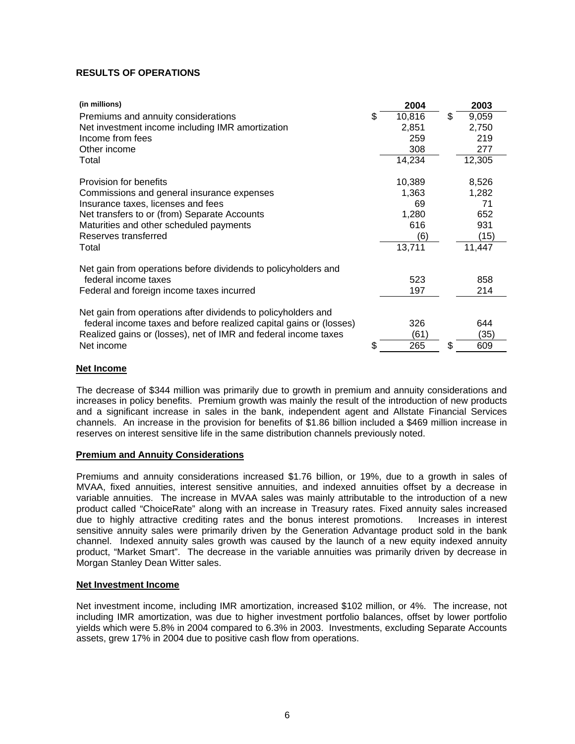## RESULTS OF OPERATIONS

| (in millions) | 2004 | 2003 |
|---|---|---|
| Premiums and annuity considerations | $ 10,816 | $ 9,059 |
| Net investment income including IMR amortization | 2,851 | 2,750 |
| Income from fees | 259 | 219 |
| Other income | 308 | 277 |
| Total | 14,234 | 12,305 |
| | | |
| Provision for benefits | 10,389 | 8,526 |
| Commissions and general insurance expenses | 1,363 | 1,282 |
| Insurance taxes, licenses and fees | 69 | 71 |
| Net transfers to or (from) Separate Accounts | 1,280 | 652 |
| Maturities and other scheduled payments | 616 | 931 |
| Reserves transferred | (6) | (15) |
| Total | 13,711 | 11,447 |
| | | |
| Net gain from operations before dividends to policyholders and federal income taxes | 523 | 858 |
| Federal and foreign income taxes incurred | 197 | 214 |
| | | |
| Net gain from operations after dividends to policyholders and federal income taxes and before realized capital gains or (losses) | 326 | 644 |
| Realized gains or (losses), net of IMR and federal income taxes | (61) | (35) |
| Net income | $ 265 | $ 609 |

### Net Income

The decrease of $344 million was primarily due to growth in premium and annuity considerations and increases in policy benefits. Premium growth was mainly the result of the introduction of new products and a significant increase in sales in the bank, independent agent and Allstate Financial Services channels. An increase in the provision for benefits of $1.86 billion included a $469 million increase in reserves on interest sensitive life in the same distribution channels previously noted.

### Premium and Annuity Considerations

Premiums and annuity considerations increased $1.76 billion, or 19%, due to a growth in sales of MVAA, fixed annuities, interest sensitive annuities, and indexed annuities offset by a decrease in variable annuities. The increase in MVAA sales was mainly attributable to the introduction of a new product called "ChoiceRate" along with an increase in Treasury rates. Fixed annuity sales increased due to highly attractive crediting rates and the bonus interest promotions. Increases in interest sensitive annuity sales were primarily driven by the Generation Advantage product sold in the bank channel. Indexed annuity sales growth was caused by the launch of a new equity indexed annuity product, "Market Smart". The decrease in the variable annuities was primarily driven by decrease in Morgan Stanley Dean Witter sales.

### Net Investment Income

Net investment income, including IMR amortization, increased $102 million, or 4%. The increase, not including IMR amortization, was due to higher investment portfolio balances, offset by lower portfolio yields which were 5.8% in 2004 compared to 6.3% in 2003. Investments, excluding Separate Accounts assets, grew 17% in 2004 due to positive cash flow from operations.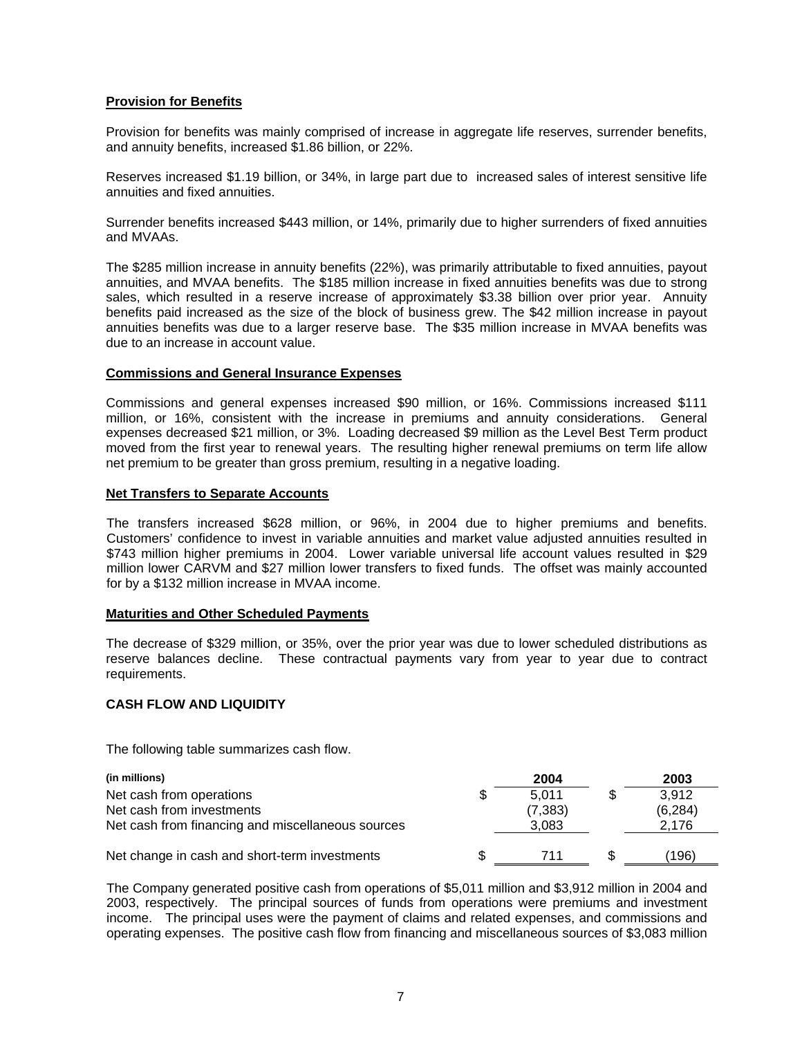**Provision for Benefits**

Provision for benefits was mainly comprised of increase in aggregate life reserves, surrender benefits, and annuity benefits, increased $1.86 billion, or 22%.

Reserves increased $1.19 billion, or 34%, in large part due to increased sales of interest sensitive life annuities and fixed annuities.

Surrender benefits increased $443 million, or 14%, primarily due to higher surrenders of fixed annuities and MVAAs.

The $285 million increase in annuity benefits (22%), was primarily attributable to fixed annuities, payout annuities, and MVAA benefits. The $185 million increase in fixed annuities benefits was due to strong sales, which resulted in a reserve increase of approximately $3.38 billion over prior year. Annuity benefits paid increased as the size of the block of business grew. The $42 million increase in payout annuities benefits was due to a larger reserve base. The $35 million increase in MVAA benefits was due to an increase in account value.

**Commissions and General Insurance Expenses**

Commissions and general expenses increased $90 million, or 16%. Commissions increased $111 million, or 16%, consistent with the increase in premiums and annuity considerations. General expenses decreased $21 million, or 3%. Loading decreased $9 million as the Level Best Term product moved from the first year to renewal years. The resulting higher renewal premiums on term life allow net premium to be greater than gross premium, resulting in a negative loading.

**Net Transfers to Separate Accounts**

The transfers increased $628 million, or 96%, in 2004 due to higher premiums and benefits. Customers' confidence to invest in variable annuities and market value adjusted annuities resulted in $743 million higher premiums in 2004. Lower variable universal life account values resulted in $29 million lower CARVM and $27 million lower transfers to fixed funds. The offset was mainly accounted for by a $132 million increase in MVAA income.

**Maturities and Other Scheduled Payments**

The decrease of $329 million, or 35%, over the prior year was due to lower scheduled distributions as reserve balances decline. These contractual payments vary from year to year due to contract requirements.

**CASH FLOW AND LIQUIDITY**

The following table summarizes cash flow.

| (in millions) | 2004 | 2003 |
|---|---|---|
| Net cash from operations | $ 5,011 | $ 3,912 |
| Net cash from investments | (7,383) | (6,284) |
| Net cash from financing and miscellaneous sources | 3,083 | 2,176 |
| Net change in cash and short-term investments | $ 711 | $ (196) |

The Company generated positive cash from operations of $5,011 million and $3,912 million in 2004 and 2003, respectively. The principal sources of funds from operations were premiums and investment income. The principal uses were the payment of claims and related expenses, and commissions and operating expenses. The positive cash flow from financing and miscellaneous sources of $3,083 million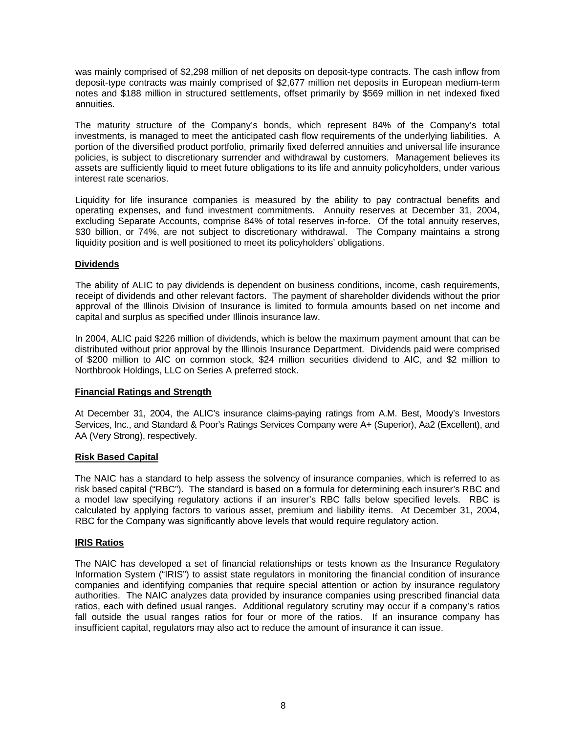was mainly comprised of $2,298 million of net deposits on deposit-type contracts. The cash inflow from deposit-type contracts was mainly comprised of $2,677 million net deposits in European medium-term notes and $188 million in structured settlements, offset primarily by $569 million in net indexed fixed annuities.

The maturity structure of the Company's bonds, which represent 84% of the Company's total investments, is managed to meet the anticipated cash flow requirements of the underlying liabilities. A portion of the diversified product portfolio, primarily fixed deferred annuities and universal life insurance policies, is subject to discretionary surrender and withdrawal by customers. Management believes its assets are sufficiently liquid to meet future obligations to its life and annuity policyholders, under various interest rate scenarios.

Liquidity for life insurance companies is measured by the ability to pay contractual benefits and operating expenses, and fund investment commitments. Annuity reserves at December 31, 2004, excluding Separate Accounts, comprise 84% of total reserves in-force. Of the total annuity reserves, $30 billion, or 74%, are not subject to discretionary withdrawal. The Company maintains a strong liquidity position and is well positioned to meet its policyholders' obligations.

## Dividends

The ability of ALIC to pay dividends is dependent on business conditions, income, cash requirements, receipt of dividends and other relevant factors. The payment of shareholder dividends without the prior approval of the Illinois Division of Insurance is limited to formula amounts based on net income and capital and surplus as specified under Illinois insurance law.

In 2004, ALIC paid $226 million of dividends, which is below the maximum payment amount that can be distributed without prior approval by the Illinois Insurance Department. Dividends paid were comprised of $200 million to AIC on common stock, $24 million securities dividend to AIC, and $2 million to Northbrook Holdings, LLC on Series A preferred stock.

## Financial Ratings and Strength

At December 31, 2004, the ALIC's insurance claims-paying ratings from A.M. Best, Moody's Investors Services, Inc., and Standard & Poor's Ratings Services Company were A+ (Superior), Aa2 (Excellent), and AA (Very Strong), respectively.

## Risk Based Capital

The NAIC has a standard to help assess the solvency of insurance companies, which is referred to as risk based capital ("RBC"). The standard is based on a formula for determining each insurer's RBC and a model law specifying regulatory actions if an insurer's RBC falls below specified levels. RBC is calculated by applying factors to various asset, premium and liability items. At December 31, 2004, RBC for the Company was significantly above levels that would require regulatory action.

## IRIS Ratios

The NAIC has developed a set of financial relationships or tests known as the Insurance Regulatory Information System ("IRIS") to assist state regulators in monitoring the financial condition of insurance companies and identifying companies that require special attention or action by insurance regulatory authorities. The NAIC analyzes data provided by insurance companies using prescribed financial data ratios, each with defined usual ranges. Additional regulatory scrutiny may occur if a company's ratios fall outside the usual ranges ratios for four or more of the ratios. If an insurance company has insufficient capital, regulators may also act to reduce the amount of insurance it can issue.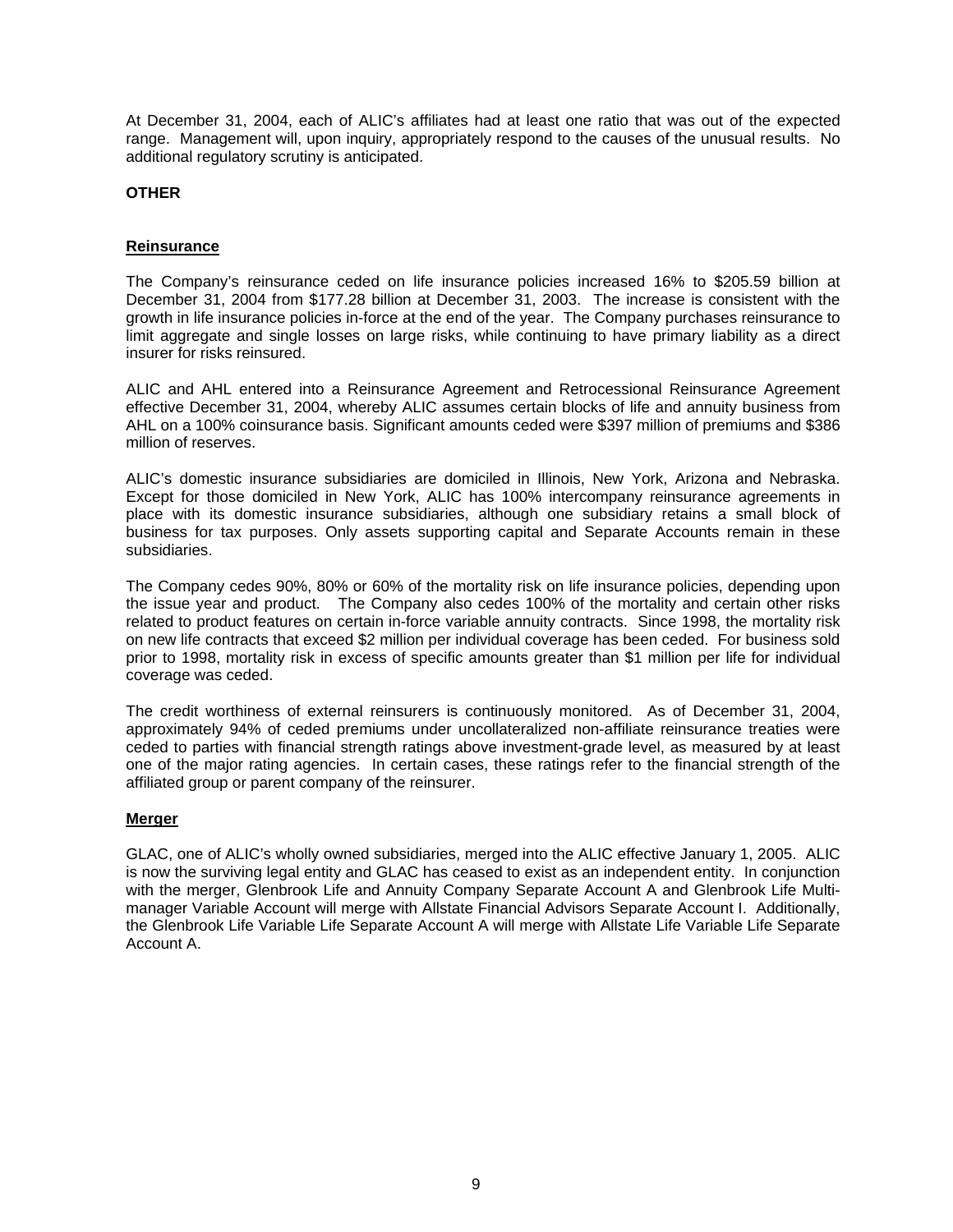At December 31, 2004, each of ALIC's affiliates had at least one ratio that was out of the expected range. Management will, upon inquiry, appropriately respond to the causes of the unusual results. No additional regulatory scrutiny is anticipated.

## OTHER

### Reinsurance

The Company's reinsurance ceded on life insurance policies increased 16% to $205.59 billion at December 31, 2004 from $177.28 billion at December 31, 2003. The increase is consistent with the growth in life insurance policies in-force at the end of the year. The Company purchases reinsurance to limit aggregate and single losses on large risks, while continuing to have primary liability as a direct insurer for risks reinsured.

ALIC and AHL entered into a Reinsurance Agreement and Retrocessional Reinsurance Agreement effective December 31, 2004, whereby ALIC assumes certain blocks of life and annuity business from AHL on a 100% coinsurance basis. Significant amounts ceded were $397 million of premiums and $386 million of reserves.

ALIC's domestic insurance subsidiaries are domiciled in Illinois, New York, Arizona and Nebraska. Except for those domiciled in New York, ALIC has 100% intercompany reinsurance agreements in place with its domestic insurance subsidiaries, although one subsidiary retains a small block of business for tax purposes. Only assets supporting capital and Separate Accounts remain in these subsidiaries.

The Company cedes 90%, 80% or 60% of the mortality risk on life insurance policies, depending upon the issue year and product. The Company also cedes 100% of the mortality and certain other risks related to product features on certain in-force variable annuity contracts. Since 1998, the mortality risk on new life contracts that exceed $2 million per individual coverage has been ceded. For business sold prior to 1998, mortality risk in excess of specific amounts greater than $1 million per life for individual coverage was ceded.

The credit worthiness of external reinsurers is continuously monitored. As of December 31, 2004, approximately 94% of ceded premiums under uncollateralized non-affiliate reinsurance treaties were ceded to parties with financial strength ratings above investment-grade level, as measured by at least one of the major rating agencies. In certain cases, these ratings refer to the financial strength of the affiliated group or parent company of the reinsurer.

### Merger

GLAC, one of ALIC's wholly owned subsidiaries, merged into the ALIC effective January 1, 2005. ALIC is now the surviving legal entity and GLAC has ceased to exist as an independent entity. In conjunction with the merger, Glenbrook Life and Annuity Company Separate Account A and Glenbrook Life Multi-manager Variable Account will merge with Allstate Financial Advisors Separate Account I. Additionally, the Glenbrook Life Variable Life Separate Account A will merge with Allstate Life Variable Life Separate Account A.